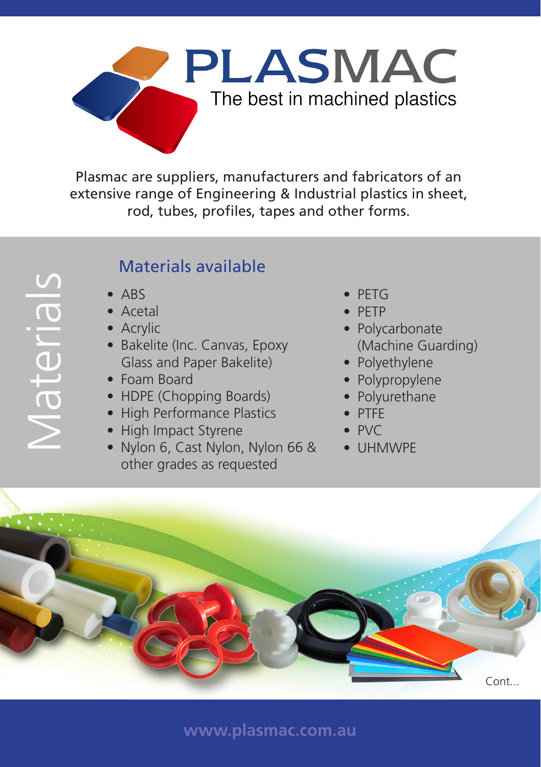# PLASMAC

The best in machined plastics

Plasmac are suppliers, manufacturers and fabricators of an extensive range of Engineering & Industrial plastics in sheet, rod, tubes, profiles, tapes and other forms.

## Materials

### Materials available

- ABS
- Acetal
- Acrylic
- Bakelite (Inc. Canvas, Epoxy Glass and Paper Bakelite)
- Foam Board
- HDPE (Chopping Boards)
- High Performance Plastics
- High Impact Styrene
- Nylon 6, Cast Nylon, Nylon 66 & other grades as requested
- PETG
- PETP
- Polycarbonate (Machine Guarding)
- Polyethylene
- Polypropylene
- Polyurethane
- PTFE
- PVC
- UHMWPE

Cont...

www.plasmac.com.au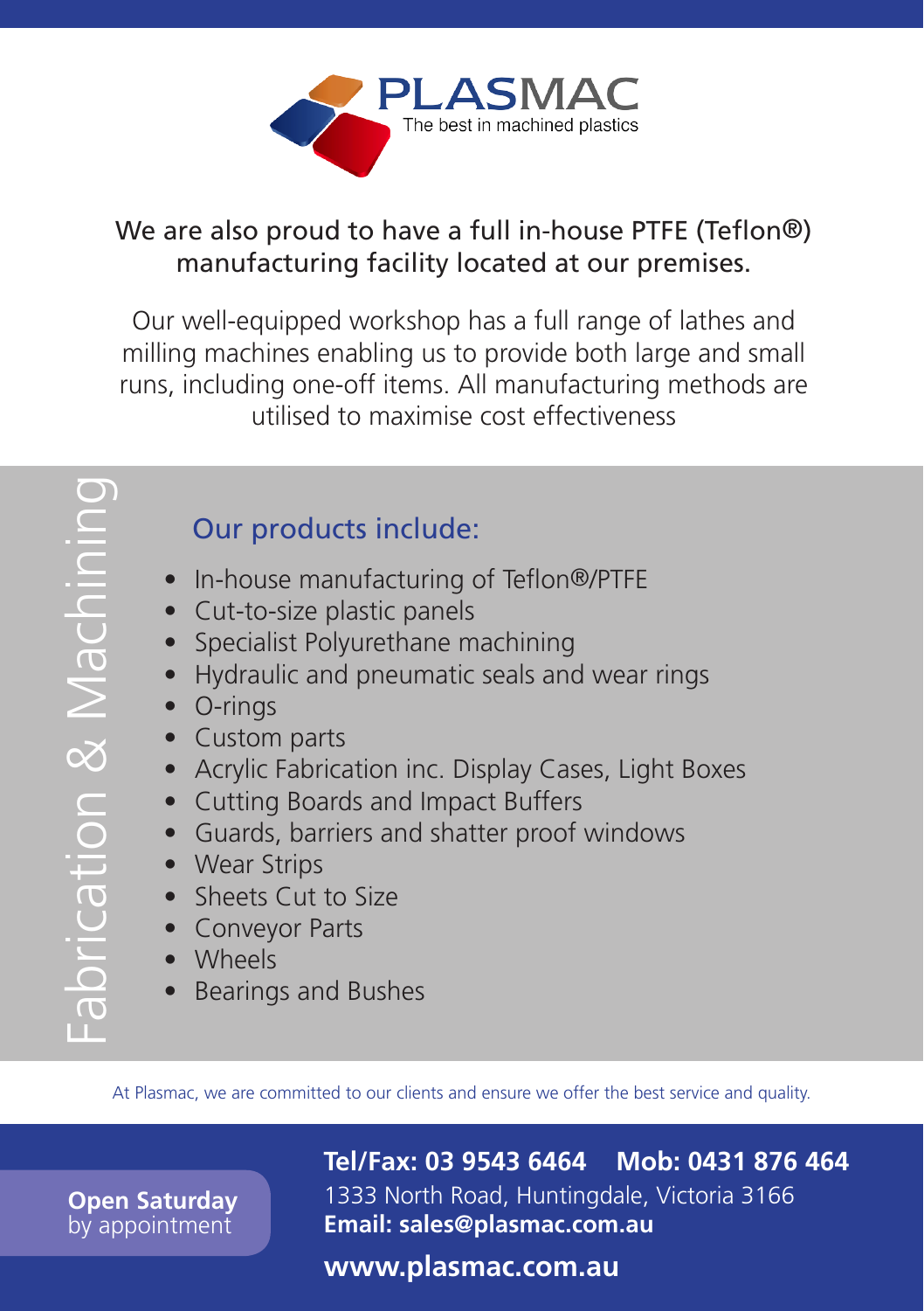# PLASMAC

The best in machined plastics

We are also proud to have a full in-house PTFE (Teflon®) manufacturing facility located at our premises.

Our well-equipped workshop has a full range of lathes and milling machines enabling us to provide both large and small runs, including one-off items. All manufacturing methods are utilised to maximise cost effectiveness

## Fabrication & Machining

### Our products include:

- In-house manufacturing of Teflon®/PTFE
- Cut-to-size plastic panels
- Specialist Polyurethane machining
- Hydraulic and pneumatic seals and wear rings
- O-rings
- Custom parts
- Acrylic Fabrication inc. Display Cases, Light Boxes
- Cutting Boards and Impact Buffers
- Guards, barriers and shatter proof windows
- Wear Strips
- Sheets Cut to Size
- Conveyor Parts
- Wheels
- Bearings and Bushes

At Plasmac, we are committed to our clients and ensure we offer the best service and quality.

**Open Saturday** by appointment

**Tel/Fax: 03 9543 6464 Mob: 0431 876 464**
1333 North Road, Huntingdale, Victoria 3166
**Email: sales@plasmac.com.au**

**www.plasmac.com.au**